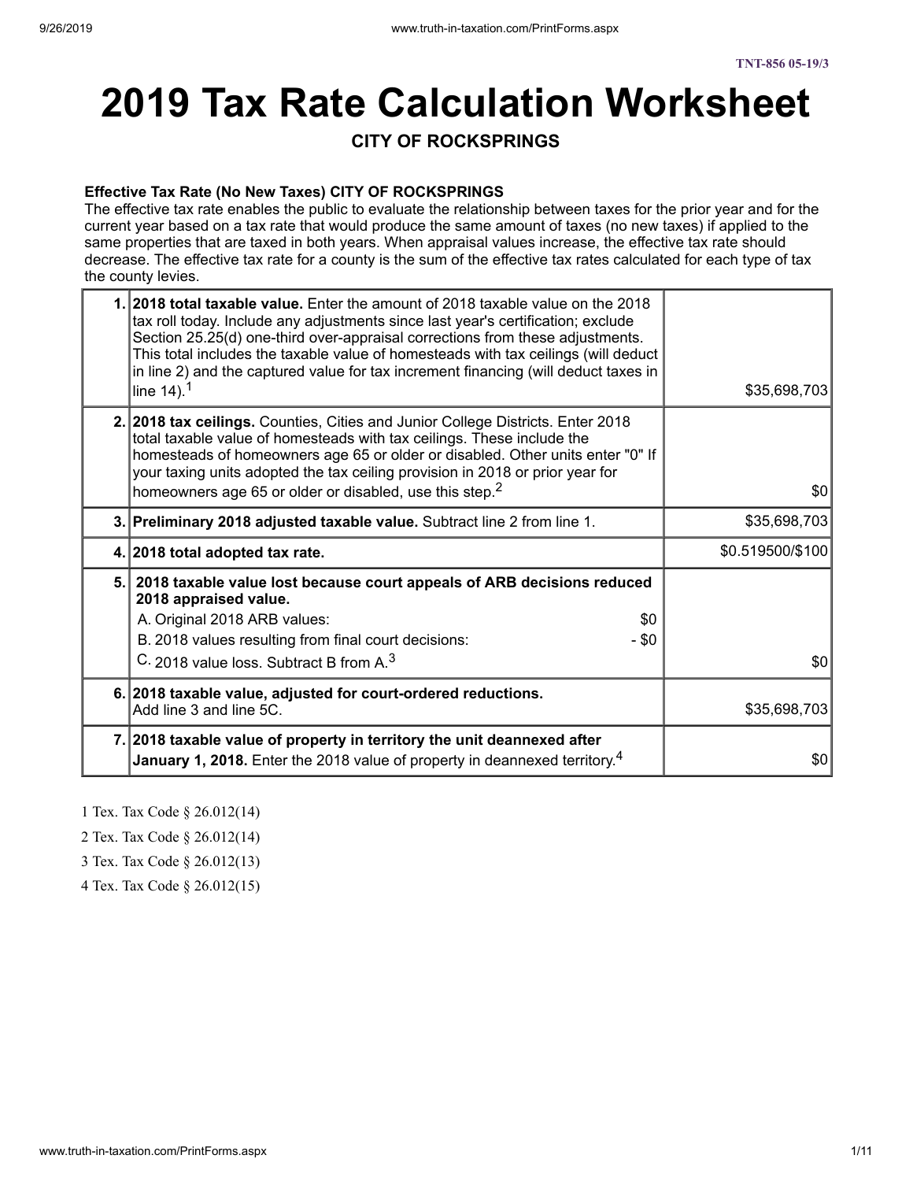TNT-856 05-19/3

# 2019 Tax Rate Calculation Worksheet

## CITY OF ROCKSPRINGS

**Effective Tax Rate (No New Taxes) CITY OF ROCKSPRINGS**

The effective tax rate enables the public to evaluate the relationship between taxes for the prior year and for the current year based on a tax rate that would produce the same amount of taxes (no new taxes) if applied to the same properties that are taxed in both years. When appraisal values increase, the effective tax rate should decrease. The effective tax rate for a county is the sum of the effective tax rates calculated for each type of tax the county levies.

| | | |
|---|---|---|
| 1. | **2018 total taxable value.** Enter the amount of 2018 taxable value on the 2018 tax roll today. Include any adjustments since last year's certification; exclude Section 25.25(d) one-third over-appraisal corrections from these adjustments. This total includes the taxable value of homesteads with tax ceilings (will deduct in line 2) and the captured value for tax increment financing (will deduct taxes in line 14).[1] | $35,698,703 |
| 2. | **2018 tax ceilings.** Counties, Cities and Junior College Districts. Enter 2018 total taxable value of homesteads with tax ceilings. These include the homesteads of homeowners age 65 or older or disabled. Other units enter "0" If your taxing units adopted the tax ceiling provision in 2018 or prior year for homeowners age 65 or older or disabled, use this step.[2] | $0 |
| 3. | **Preliminary 2018 adjusted taxable value.** Subtract line 2 from line 1. | $35,698,703 |
| 4. | **2018 total adopted tax rate.** | $0.519500/$100 |
| 5. | **2018 taxable value lost because court appeals of ARB decisions reduced 2018 appraised value.**<br>A. Original 2018 ARB values: $0<br>B. 2018 values resulting from final court decisions: - $0<br>C. 2018 value loss. Subtract B from A.[3] | $0 |
| 6. | **2018 taxable value, adjusted for court-ordered reductions.** Add line 3 and line 5C. | $35,698,703 |
| 7. | **2018 taxable value of property in territory the unit deannexed after January 1, 2018.** Enter the 2018 value of property in deannexed territory.[4] | $0 |

1 Tex. Tax Code § 26.012(14)

2 Tex. Tax Code § 26.012(14)

3 Tex. Tax Code § 26.012(13)

4 Tex. Tax Code § 26.012(15)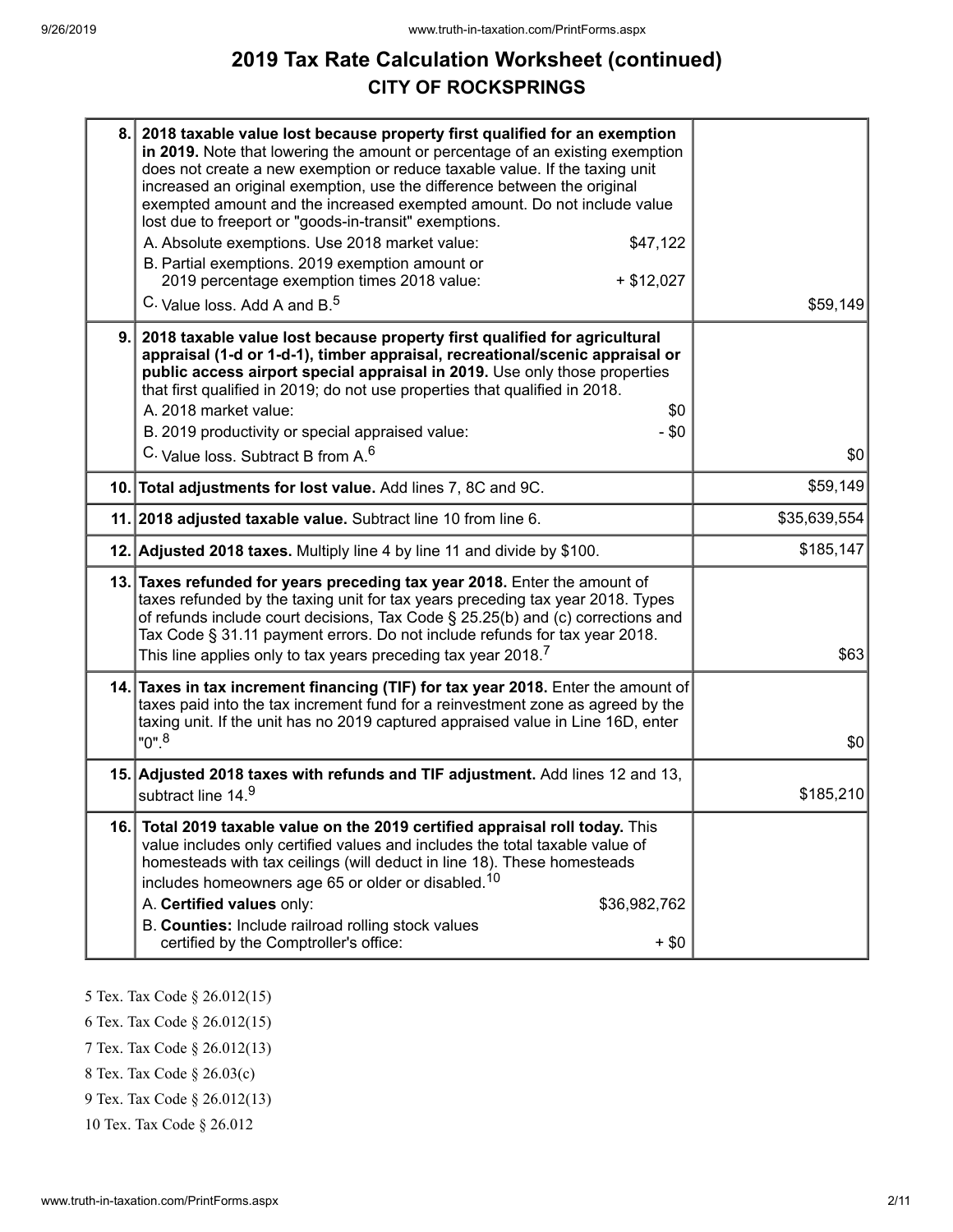# 2019 Tax Rate Calculation Worksheet (continued)
## CITY OF ROCKSPRINGS

| | | |
|---|---|---|
| 8. | **2018 taxable value lost because property first qualified for an exemption in 2019.** Note that lowering the amount or percentage of an existing exemption does not create a new exemption or reduce taxable value. If the taxing unit increased an original exemption, use the difference between the original exempted amount and the increased exempted amount. Do not include value lost due to freeport or "goods-in-transit" exemptions.<br>A. Absolute exemptions. Use 2018 market value: $47,122<br>B. Partial exemptions. 2019 exemption amount or 2019 percentage exemption times 2018 value: + $12,027<br>C. Value loss. Add A and B.[5] | $59,149 |
| 9. | **2018 taxable value lost because property first qualified for agricultural appraisal (1-d or 1-d-1), timber appraisal, recreational/scenic appraisal or public access airport special appraisal in 2019.** Use only those properties that first qualified in 2019; do not use properties that qualified in 2018.<br>A. 2018 market value: $0<br>B. 2019 productivity or special appraised value: - $0<br>C. Value loss. Subtract B from A.[6] | $0 |
| 10. | **Total adjustments for lost value.** Add lines 7, 8C and 9C. | $59,149 |
| 11. | **2018 adjusted taxable value.** Subtract line 10 from line 6. | $35,639,554 |
| 12. | **Adjusted 2018 taxes.** Multiply line 4 by line 11 and divide by $100. | $185,147 |
| 13. | **Taxes refunded for years preceding tax year 2018.** Enter the amount of taxes refunded by the taxing unit for tax years preceding tax year 2018. Types of refunds include court decisions, Tax Code § 25.25(b) and (c) corrections and Tax Code § 31.11 payment errors. Do not include refunds for tax year 2018. This line applies only to tax years preceding tax year 2018.[7] | $63 |
| 14. | **Taxes in tax increment financing (TIF) for tax year 2018.** Enter the amount of taxes paid into the tax increment fund for a reinvestment zone as agreed by the taxing unit. If the unit has no 2019 captured appraised value in Line 16D, enter "0".[8] | $0 |
| 15. | **Adjusted 2018 taxes with refunds and TIF adjustment.** Add lines 12 and 13, subtract line 14.[9] | $185,210 |
| 16. | **Total 2019 taxable value on the 2019 certified appraisal roll today.** This value includes only certified values and includes the total taxable value of homesteads with tax ceilings (will deduct in line 18). These homesteads includes homeowners age 65 or older or disabled.[10]<br>A. **Certified values** only: $36,982,762<br>B. **Counties:** Include railroad rolling stock values certified by the Comptroller's office: + $0 | |

5 Tex. Tax Code § 26.012(15)

6 Tex. Tax Code § 26.012(15)

7 Tex. Tax Code § 26.012(13)

8 Tex. Tax Code § 26.03(c)

9 Tex. Tax Code § 26.012(13)

10 Tex. Tax Code § 26.012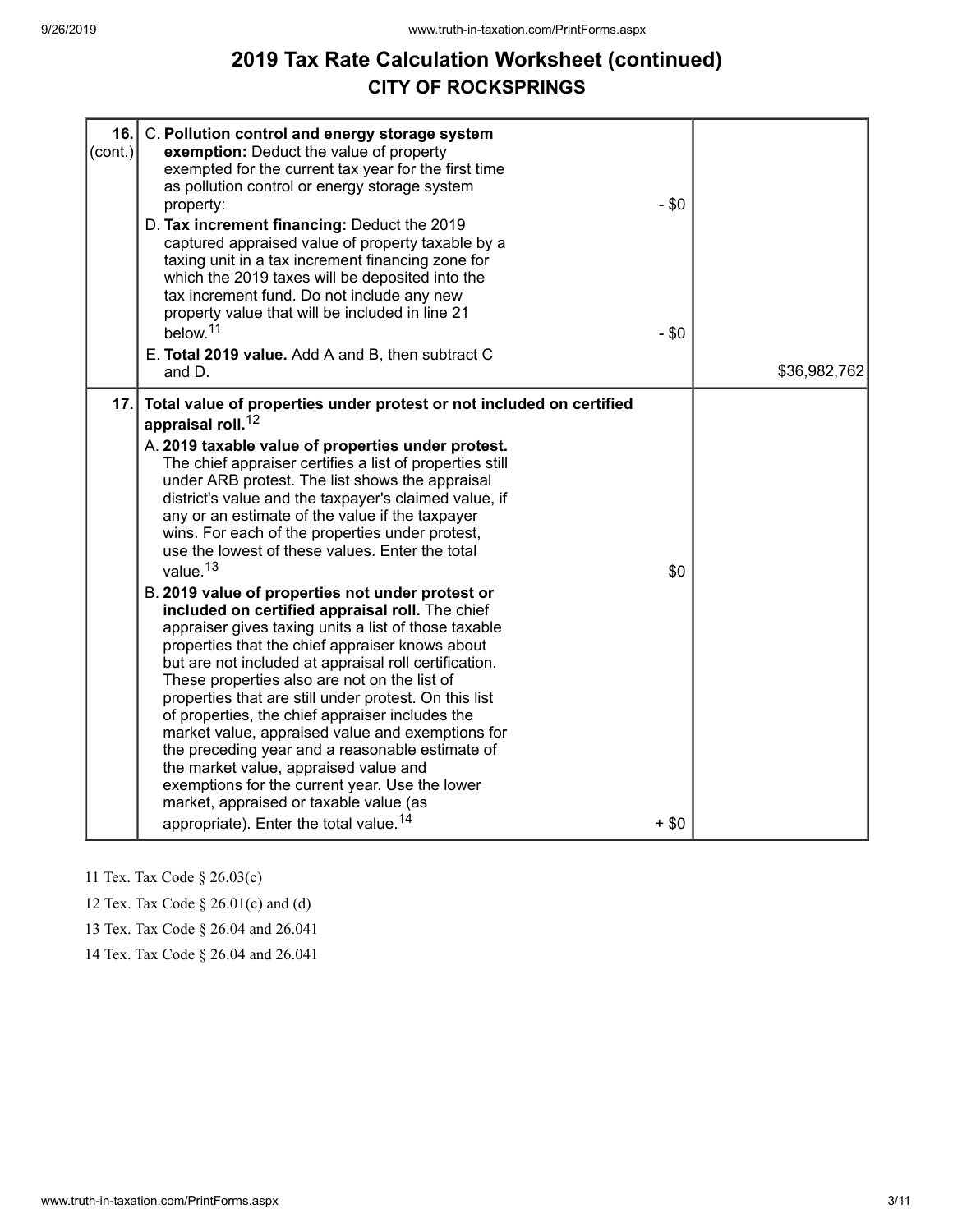## 2019 Tax Rate Calculation Worksheet (continued)
## CITY OF ROCKSPRINGS

| | | |
|---|---|---|
| 16. (cont.) | C. **Pollution control and energy storage system exemption:** Deduct the value of property exempted for the current tax year for the first time as pollution control or energy storage system property: - $0<br>D. **Tax increment financing:** Deduct the 2019 captured appraised value of property taxable by a taxing unit in a tax increment financing zone for which the 2019 taxes will be deposited into the tax increment fund. Do not include any new property value that will be included in line 21 below.[11] - $0<br>E. **Total 2019 value.** Add A and B, then subtract C and D. | $36,982,762 |
| 17. | **Total value of properties under protest or not included on certified appraisal roll.**[12]<br>A. **2019 taxable value of properties under protest.** The chief appraiser certifies a list of properties still under ARB protest. The list shows the appraisal district's value and the taxpayer's claimed value, if any or an estimate of the value if the taxpayer wins. For each of the properties under protest, use the lowest of these values. Enter the total value.[13] $0<br>B. **2019 value of properties not under protest or included on certified appraisal roll.** The chief appraiser gives taxing units a list of those taxable properties that the chief appraiser knows about but are not included at appraisal roll certification. These properties also are not on the list of properties that are still under protest. On this list of properties, the chief appraiser includes the market value, appraised value and exemptions for the preceding year and a reasonable estimate of the market value, appraised value and exemptions for the current year. Use the lower market, appraised or taxable value (as appropriate). Enter the total value.[14] + $0 | |

11 Tex. Tax Code § 26.03(c)

12 Tex. Tax Code § 26.01(c) and (d)

13 Tex. Tax Code § 26.04 and 26.041

14 Tex. Tax Code § 26.04 and 26.041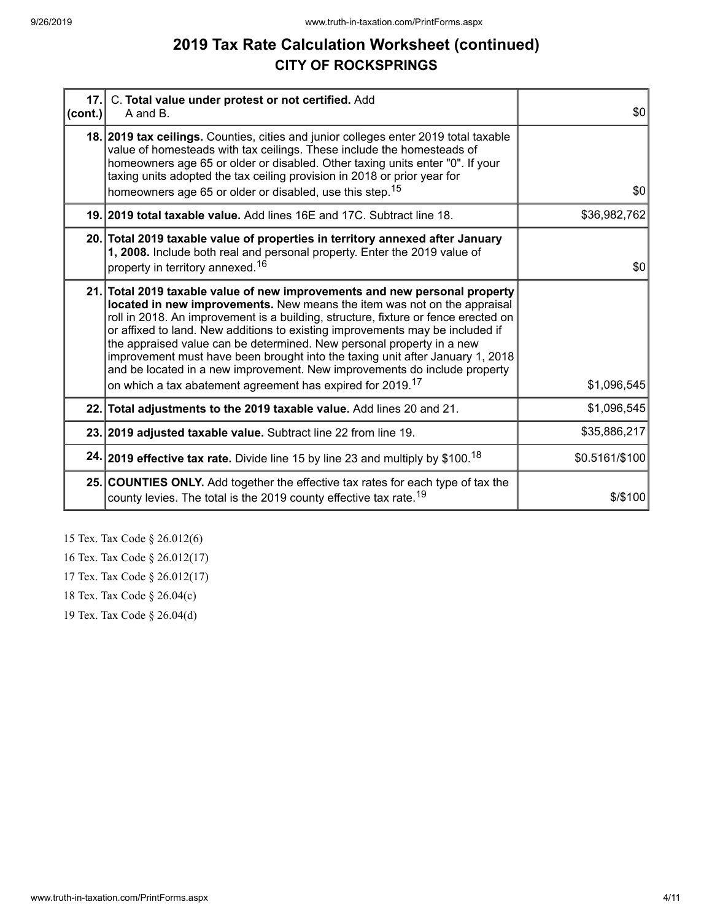# 2019 Tax Rate Calculation Worksheet (continued)

## CITY OF ROCKSPRINGS

| | | |
|---|---|---|
| 17. (cont.) | C. **Total value under protest or not certified.** Add A and B. | $0 |
| 18. | **2019 tax ceilings.** Counties, cities and junior colleges enter 2019 total taxable value of homesteads with tax ceilings. These include the homesteads of homeowners age 65 or older or disabled. Other taxing units enter "0". If your taxing units adopted the tax ceiling provision in 2018 or prior year for homeowners age 65 or older or disabled, use this step.[15] | $0 |
| 19. | **2019 total taxable value.** Add lines 16E and 17C. Subtract line 18. | $36,982,762 |
| 20. | **Total 2019 taxable value of properties in territory annexed after January 1, 2008.** Include both real and personal property. Enter the 2019 value of property in territory annexed.[16] | $0 |
| 21. | **Total 2019 taxable value of new improvements and new personal property located in new improvements.** New means the item was not on the appraisal roll in 2018. An improvement is a building, structure, fixture or fence erected on or affixed to land. New additions to existing improvements may be included if the appraised value can be determined. New personal property in a new improvement must have been brought into the taxing unit after January 1, 2018 and be located in a new improvement. New improvements do include property on which a tax abatement agreement has expired for 2019.[17] | $1,096,545 |
| 22. | **Total adjustments to the 2019 taxable value.** Add lines 20 and 21. | $1,096,545 |
| 23. | **2019 adjusted taxable value.** Subtract line 22 from line 19. | $35,886,217 |
| 24. | **2019 effective tax rate.** Divide line 15 by line 23 and multiply by $100.[18] | $0.5161/$100 |
| 25. | **COUNTIES ONLY.** Add together the effective tax rates for each type of tax the county levies. The total is the 2019 county effective tax rate.[19] | $/$100 |

15 Tex. Tax Code § 26.012(6)

16 Tex. Tax Code § 26.012(17)

17 Tex. Tax Code § 26.012(17)

18 Tex. Tax Code § 26.04(c)

19 Tex. Tax Code § 26.04(d)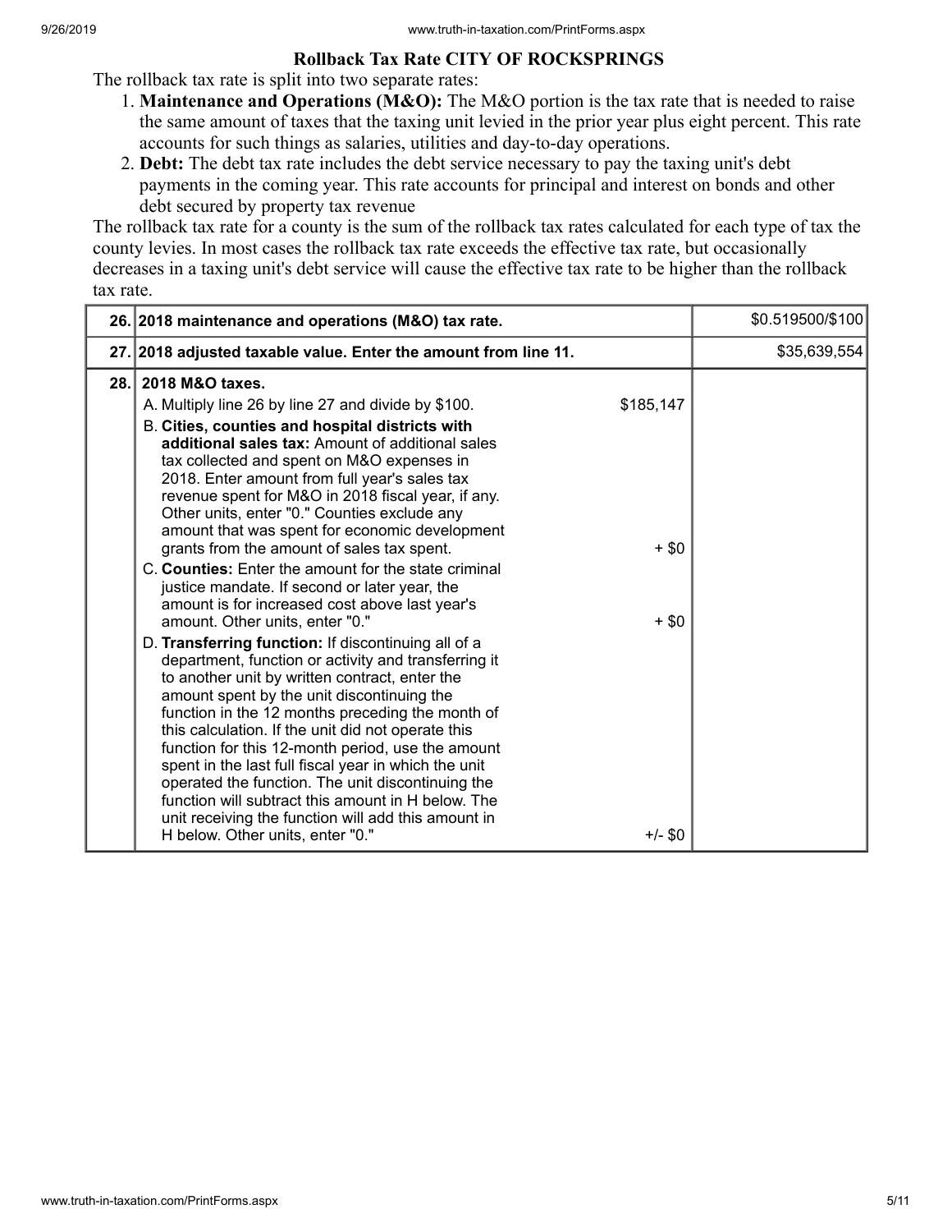## Rollback Tax Rate CITY OF ROCKSPRINGS

The rollback tax rate is split into two separate rates:

1. **Maintenance and Operations (M&O):** The M&O portion is the tax rate that is needed to raise the same amount of taxes that the taxing unit levied in the prior year plus eight percent. This rate accounts for such things as salaries, utilities and day-to-day operations.
2. **Debt:** The debt tax rate includes the debt service necessary to pay the taxing unit's debt payments in the coming year. This rate accounts for principal and interest on bonds and other debt secured by property tax revenue

The rollback tax rate for a county is the sum of the rollback tax rates calculated for each type of tax the county levies. In most cases the rollback tax rate exceeds the effective tax rate, but occasionally decreases in a taxing unit's debt service will cause the effective tax rate to be higher than the rollback tax rate.

| | | | |
|---|---|---|---|
| 26. | **2018 maintenance and operations (M&O) tax rate.** | | $0.519500/$100 |
| 27. | **2018 adjusted taxable value. Enter the amount from line 11.** | | $35,639,554 |
| 28. | **2018 M&O taxes.** | | |
| | A. Multiply line 26 by line 27 and divide by $100. | $185,147 | |
| | B. **Cities, counties and hospital districts with additional sales tax:** Amount of additional sales tax collected and spent on M&O expenses in 2018. Enter amount from full year's sales tax revenue spent for M&O in 2018 fiscal year, if any. Other units, enter "0." Counties exclude any amount that was spent for economic development grants from the amount of sales tax spent. | + $0 | |
| | C. **Counties:** Enter the amount for the state criminal justice mandate. If second or later year, the amount is for increased cost above last year's amount. Other units, enter "0." | + $0 | |
| | D. **Transferring function:** If discontinuing all of a department, function or activity and transferring it to another unit by written contract, enter the amount spent by the unit discontinuing the function in the 12 months preceding the month of this calculation. If the unit did not operate this function for this 12-month period, use the amount spent in the last full fiscal year in which the unit operated the function. The unit discontinuing the function will subtract this amount in H below. The unit receiving the function will add this amount in H below. Other units, enter "0." | +/- $0 | |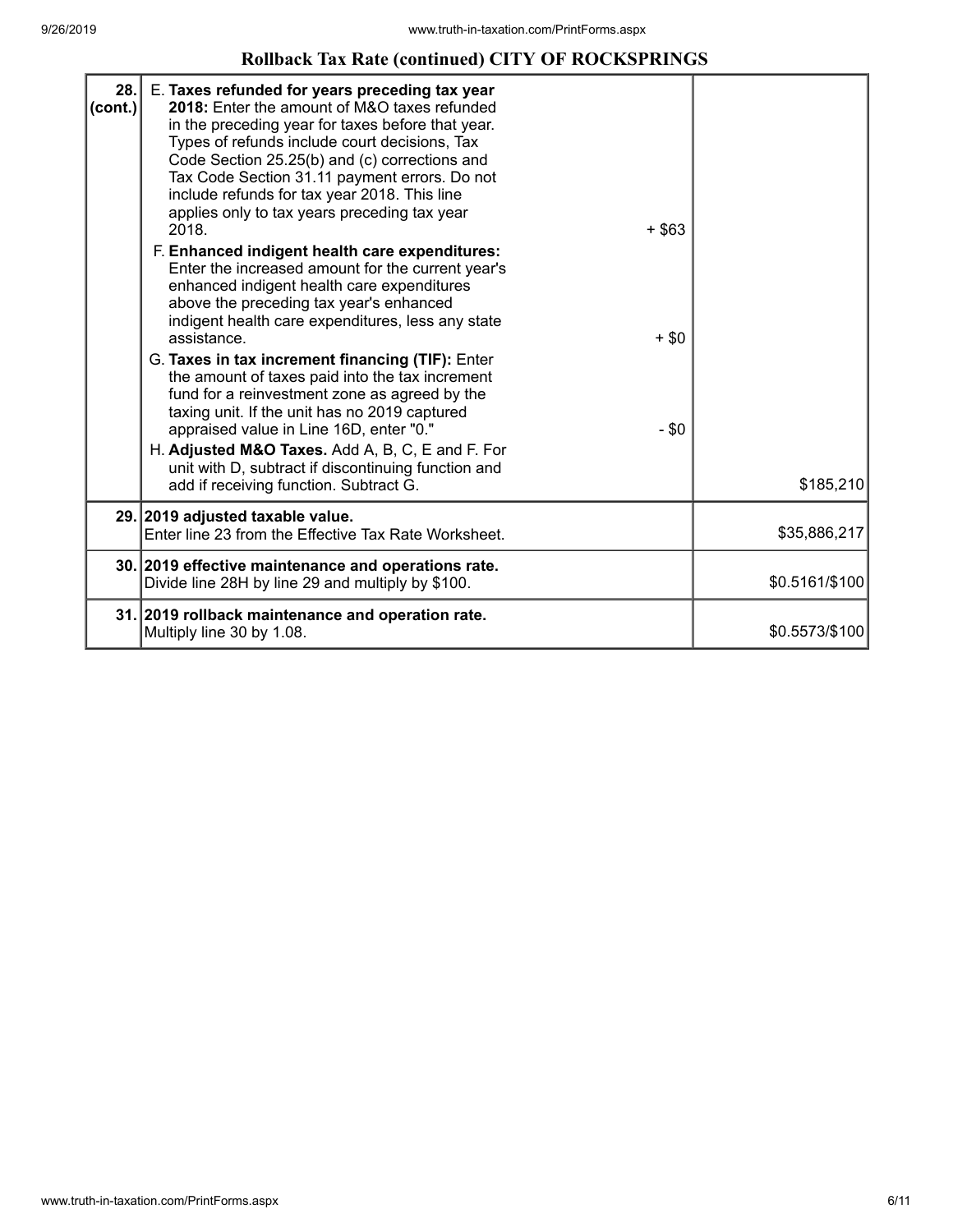## Rollback Tax Rate (continued) CITY OF ROCKSPRINGS

| | | | |
|---|---|---|---|
| **28. (cont.)** | E. **Taxes refunded for years preceding tax year 2018:** Enter the amount of M&O taxes refunded in the preceding year for taxes before that year. Types of refunds include court decisions, Tax Code Section 25.25(b) and (c) corrections and Tax Code Section 31.11 payment errors. Do not include refunds for tax year 2018. This line applies only to tax years preceding tax year 2018. | + $63 | |
| | F. **Enhanced indigent health care expenditures:** Enter the increased amount for the current year's enhanced indigent health care expenditures above the preceding tax year's enhanced indigent health care expenditures, less any state assistance. | + $0 | |
| | G. **Taxes in tax increment financing (TIF):** Enter the amount of taxes paid into the tax increment fund for a reinvestment zone as agreed by the taxing unit. If the unit has no 2019 captured appraised value in Line 16D, enter "0." | - $0 | |
| | H. **Adjusted M&O Taxes.** Add A, B, C, E and F. For unit with D, subtract if discontinuing function and add if receiving function. Subtract G. | | $185,210 |
| **29.** | **2019 adjusted taxable value.** Enter line 23 from the Effective Tax Rate Worksheet. | | $35,886,217 |
| **30.** | **2019 effective maintenance and operations rate.** Divide line 28H by line 29 and multiply by $100. | | $0.5161/$100 |
| **31.** | **2019 rollback maintenance and operation rate.** Multiply line 30 by 1.08. | | $0.5573/$100 |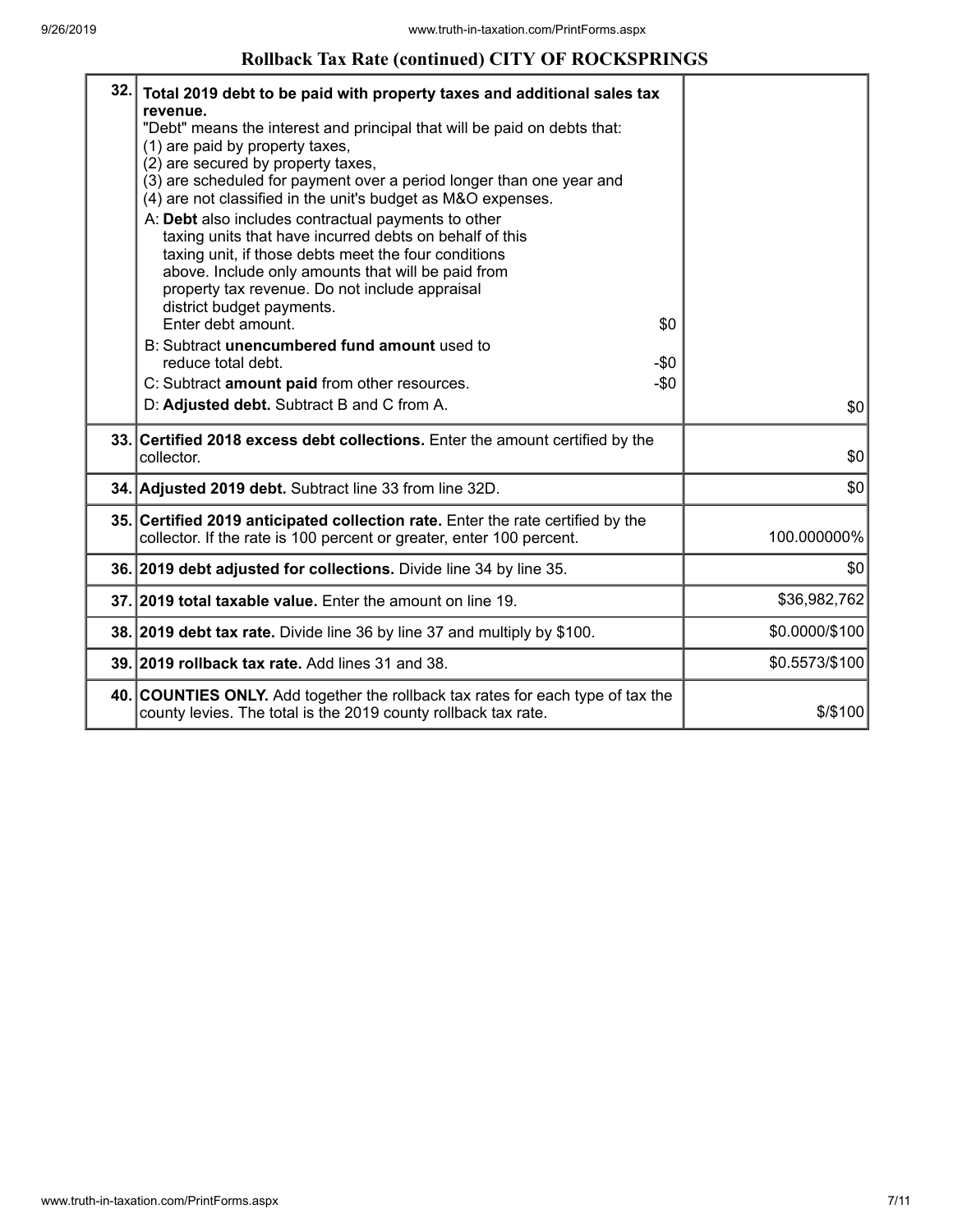## Rollback Tax Rate (continued) CITY OF ROCKSPRINGS

| | | |
|---|---|---|
| 32. | **Total 2019 debt to be paid with property taxes and additional sales tax revenue.**<br>"Debt" means the interest and principal that will be paid on debts that:<br>(1) are paid by property taxes,<br>(2) are secured by property taxes,<br>(3) are scheduled for payment over a period longer than one year and<br>(4) are not classified in the unit's budget as M&O expenses.<br>A: **Debt** also includes contractual payments to other taxing units that have incurred debts on behalf of this taxing unit, if those debts meet the four conditions above. Include only amounts that will be paid from property tax revenue. Do not include appraisal district budget payments.<br>Enter debt amount. $0<br>B: Subtract **unencumbered fund amount** used to reduce total debt. -$0<br>C: Subtract **amount paid** from other resources. -$0<br>D: **Adjusted debt.** Subtract B and C from A. | $0 |
| 33. | **Certified 2018 excess debt collections.** Enter the amount certified by the collector. | $0 |
| 34. | **Adjusted 2019 debt.** Subtract line 33 from line 32D. | $0 |
| 35. | **Certified 2019 anticipated collection rate.** Enter the rate certified by the collector. If the rate is 100 percent or greater, enter 100 percent. | 100.000000% |
| 36. | **2019 debt adjusted for collections.** Divide line 34 by line 35. | $0 |
| 37. | **2019 total taxable value.** Enter the amount on line 19. | $36,982,762 |
| 38. | **2019 debt tax rate.** Divide line 36 by line 37 and multiply by $100. | $0.0000/$100 |
| 39. | **2019 rollback tax rate.** Add lines 31 and 38. | $0.5573/$100 |
| 40. | **COUNTIES ONLY.** Add together the rollback tax rates for each type of tax the county levies. The total is the 2019 county rollback tax rate. | $/$100 |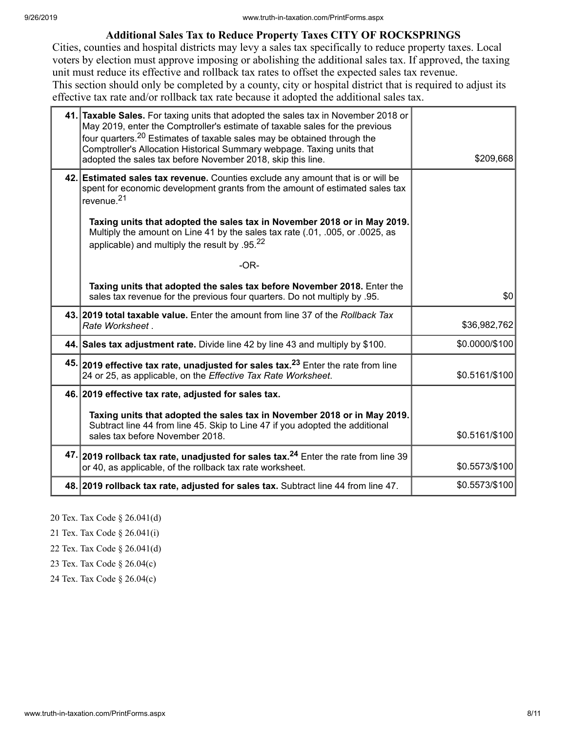## Additional Sales Tax to Reduce Property Taxes CITY OF ROCKSPRINGS

Cities, counties and hospital districts may levy a sales tax specifically to reduce property taxes. Local voters by election must approve imposing or abolishing the additional sales tax. If approved, the taxing unit must reduce its effective and rollback tax rates to offset the expected sales tax revenue.
This section should only be completed by a county, city or hospital district that is required to adjust its effective tax rate and/or rollback tax rate because it adopted the additional sales tax.

| | | |
|---|---|---|
| 41. | **Taxable Sales.** For taxing units that adopted the sales tax in November 2018 or May 2019, enter the Comptroller's estimate of taxable sales for the previous four quarters.[20] Estimates of taxable sales may be obtained through the Comptroller's Allocation Historical Summary webpage. Taxing units that adopted the sales tax before November 2018, skip this line. | $209,668 |
| 42. | **Estimated sales tax revenue.** Counties exclude any amount that is or will be spent for economic development grants from the amount of estimated sales tax revenue.[21]<br><br>**Taxing units that adopted the sales tax in November 2018 or in May 2019.** Multiply the amount on Line 41 by the sales tax rate (.01, .005, or .0025, as applicable) and multiply the result by .95.[22]<br><br>-OR-<br><br>**Taxing units that adopted the sales tax before November 2018.** Enter the sales tax revenue for the previous four quarters. Do not multiply by .95. | $0 |
| 43. | **2019 total taxable value.** Enter the amount from line 37 of the *Rollback Tax Rate Worksheet* . | $36,982,762 |
| 44. | **Sales tax adjustment rate.** Divide line 42 by line 43 and multiply by $100. | $0.0000/$100 |
| 45. | **2019 effective tax rate, unadjusted for sales tax.**[23] Enter the rate from line 24 or 25, as applicable, on the *Effective Tax Rate Worksheet*. | $0.5161/$100 |
| 46. | **2019 effective tax rate, adjusted for sales tax.**<br><br>**Taxing units that adopted the sales tax in November 2018 or in May 2019.** Subtract line 44 from line 45. Skip to Line 47 if you adopted the additional sales tax before November 2018. | $0.5161/$100 |
| 47. | **2019 rollback tax rate, unadjusted for sales tax.**[24] Enter the rate from line 39 or 40, as applicable, of the rollback tax rate worksheet. | $0.5573/$100 |
| 48. | **2019 rollback tax rate, adjusted for sales tax.** Subtract line 44 from line 47. | $0.5573/$100 |

20 Tex. Tax Code § 26.041(d)

21 Tex. Tax Code § 26.041(i)

22 Tex. Tax Code § 26.041(d)

23 Tex. Tax Code § 26.04(c)

24 Tex. Tax Code § 26.04(c)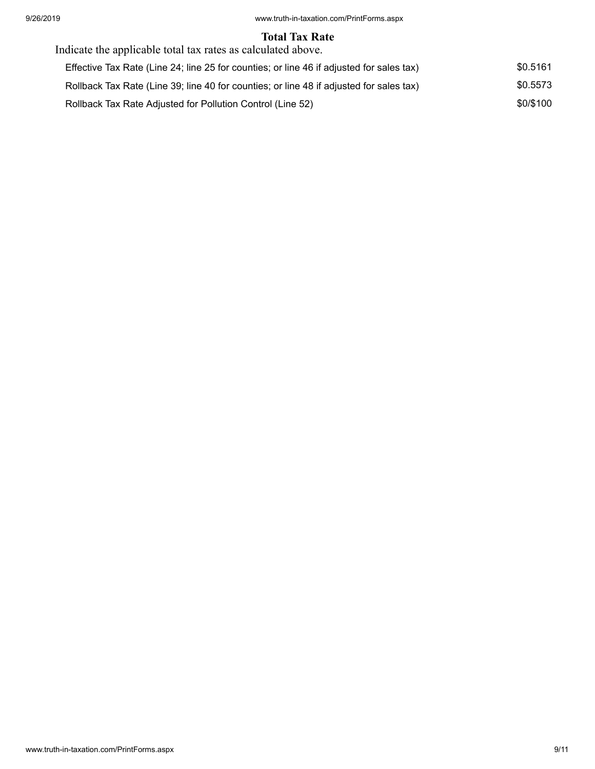## Total Tax Rate

Indicate the applicable total tax rates as calculated above.

| | |
|---|---|
| Effective Tax Rate (Line 24; line 25 for counties; or line 46 if adjusted for sales tax) | $0.5161 |
| Rollback Tax Rate (Line 39; line 40 for counties; or line 48 if adjusted for sales tax) | $0.5573 |
| Rollback Tax Rate Adjusted for Pollution Control (Line 52) | $0/$100 |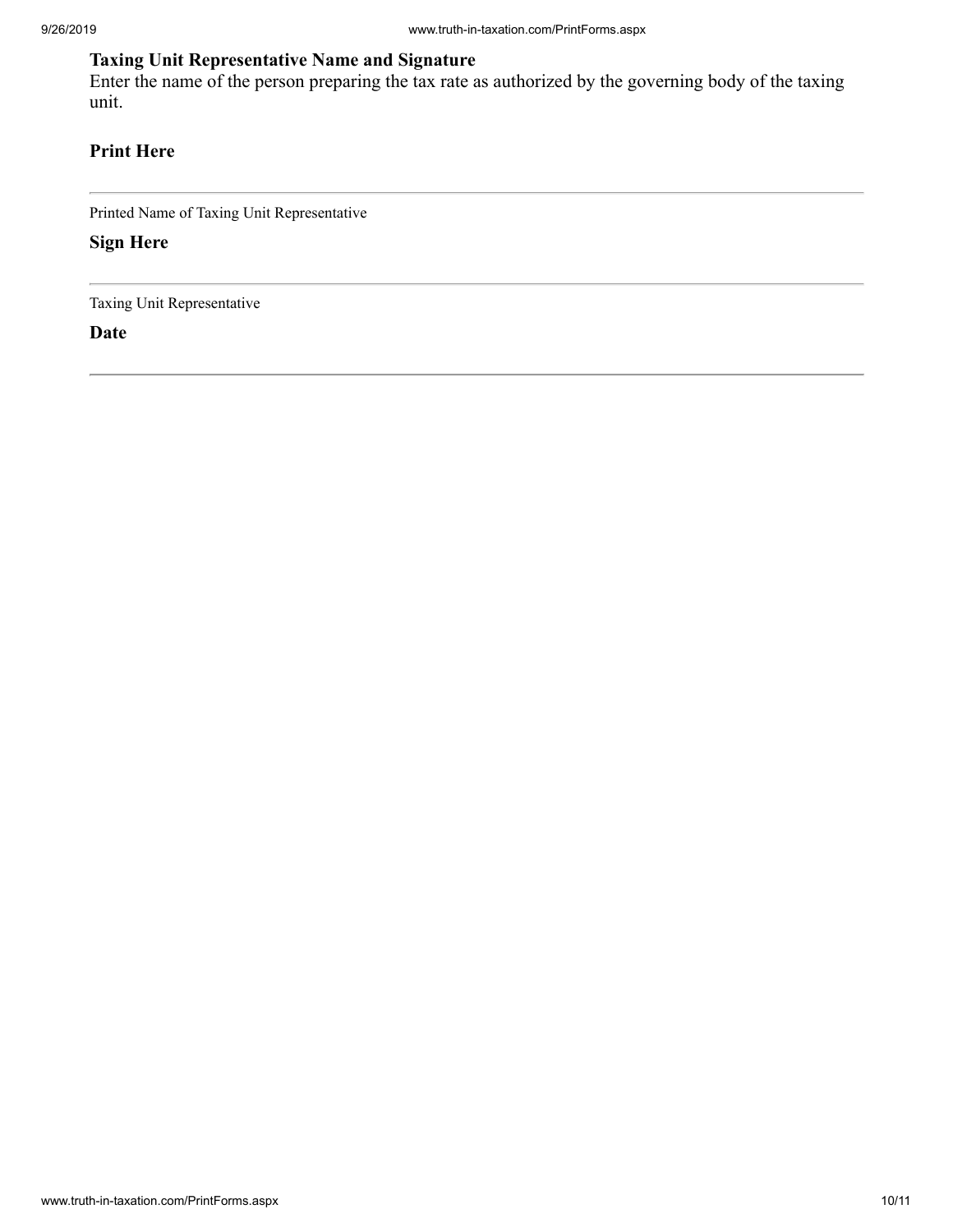**Taxing Unit Representative Name and Signature**

Enter the name of the person preparing the tax rate as authorized by the governing body of the taxing unit.

**Print Here**

---

Printed Name of Taxing Unit Representative

**Sign Here**

---

Taxing Unit Representative

**Date**

---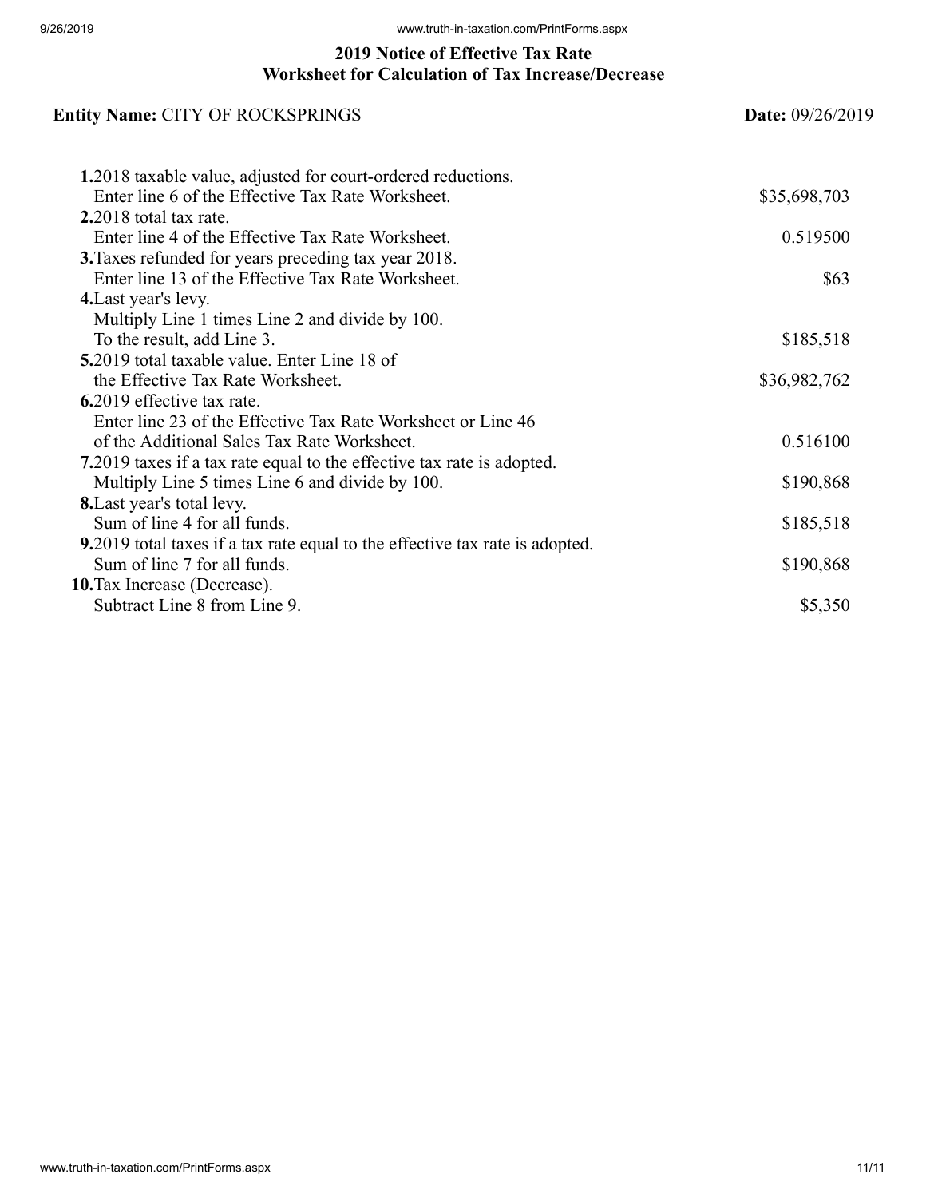## 2019 Notice of Effective Tax Rate
## Worksheet for Calculation of Tax Increase/Decrease

**Entity Name:** CITY OF ROCKSPRINGS **Date:** 09/26/2019

| | |
|---|---|
| **1.** 2018 taxable value, adjusted for court-ordered reductions. Enter line 6 of the Effective Tax Rate Worksheet. | $35,698,703 |
| **2.** 2018 total tax rate. Enter line 4 of the Effective Tax Rate Worksheet. | 0.519500 |
| **3.** Taxes refunded for years preceding tax year 2018. Enter line 13 of the Effective Tax Rate Worksheet. | $63 |
| **4.** Last year's levy. Multiply Line 1 times Line 2 and divide by 100. To the result, add Line 3. | $185,518 |
| **5.** 2019 total taxable value. Enter Line 18 of the Effective Tax Rate Worksheet. | $36,982,762 |
| **6.** 2019 effective tax rate. Enter line 23 of the Effective Tax Rate Worksheet or Line 46 of the Additional Sales Tax Rate Worksheet. | 0.516100 |
| **7.** 2019 taxes if a tax rate equal to the effective tax rate is adopted. Multiply Line 5 times Line 6 and divide by 100. | $190,868 |
| **8.** Last year's total levy. Sum of line 4 for all funds. | $185,518 |
| **9.** 2019 total taxes if a tax rate equal to the effective tax rate is adopted. Sum of line 7 for all funds. | $190,868 |
| **10.** Tax Increase (Decrease). Subtract Line 8 from Line 9. | $5,350 |